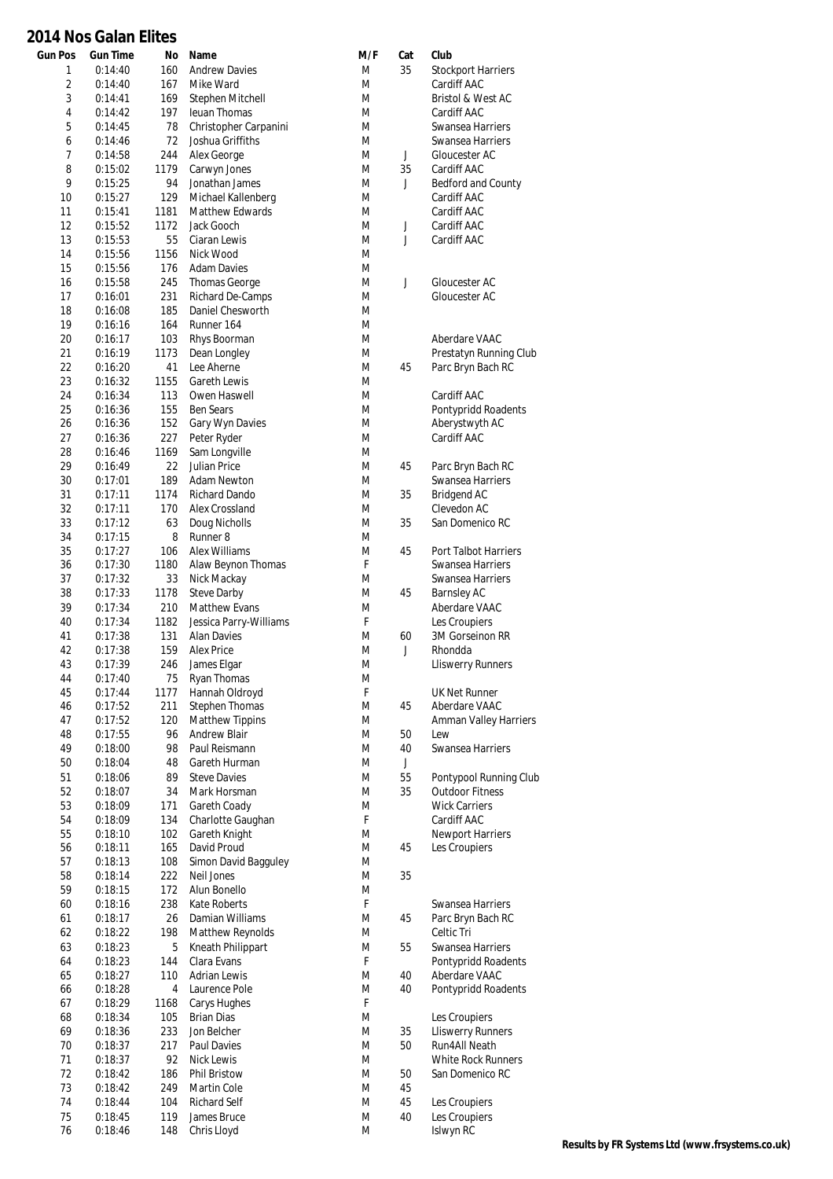# 2014 Nos Galan Elites

| Gun Pos | Gun Time | No | Name | M/F | Cat | Club |
|---|---|---|---|---|---|---|
| 1 | 0:14:40 | 160 | Andrew Davies | M | 35 | Stockport Harriers |
| 2 | 0:14:40 | 167 | Mike Ward | M | | Cardiff AAC |
| 3 | 0:14:41 | 169 | Stephen Mitchell | M | | Bristol & West AC |
| 4 | 0:14:42 | 197 | Ieuan Thomas | M | | Cardiff AAC |
| 5 | 0:14:45 | 78 | Christopher Carpanini | M | | Swansea Harriers |
| 6 | 0:14:46 | 72 | Joshua Griffiths | M | | Swansea Harriers |
| 7 | 0:14:58 | 244 | Alex George | M | J | Gloucester AC |
| 8 | 0:15:02 | 1179 | Carwyn Jones | M | 35 | Cardiff AAC |
| 9 | 0:15:25 | 94 | Jonathan James | M | J | Bedford and County |
| 10 | 0:15:27 | 129 | Michael Kallenberg | M | | Cardiff AAC |
| 11 | 0:15:41 | 1181 | Matthew Edwards | M | | Cardiff AAC |
| 12 | 0:15:52 | 1172 | Jack Gooch | M | J | Cardiff AAC |
| 13 | 0:15:53 | 55 | Ciaran Lewis | M | J | Cardiff AAC |
| 14 | 0:15:56 | 1156 | Nick Wood | M | | |
| 15 | 0:15:56 | 176 | Adam Davies | M | | |
| 16 | 0:15:58 | 245 | Thomas George | M | J | Gloucester AC |
| 17 | 0:16:01 | 231 | Richard De-Camps | M | | Gloucester AC |
| 18 | 0:16:08 | 185 | Daniel Chesworth | M | | |
| 19 | 0:16:16 | 164 | Runner 164 | M | | |
| 20 | 0:16:17 | 103 | Rhys Boorman | M | | Aberdare VAAC |
| 21 | 0:16:19 | 1173 | Dean Longley | M | | Prestatyn Running Club |
| 22 | 0:16:20 | 41 | Lee Aherne | M | 45 | Parc Bryn Bach RC |
| 23 | 0:16:32 | 1155 | Gareth Lewis | M | | |
| 24 | 0:16:34 | 113 | Owen Haswell | M | | Cardiff AAC |
| 25 | 0:16:36 | 155 | Ben Sears | M | | Pontypridd Roadents |
| 26 | 0:16:36 | 152 | Gary Wyn Davies | M | | Aberystwyth AC |
| 27 | 0:16:36 | 227 | Peter Ryder | M | | Cardiff AAC |
| 28 | 0:16:46 | 1169 | Sam Longville | M | | |
| 29 | 0:16:49 | 22 | Julian Price | M | 45 | Parc Bryn Bach RC |
| 30 | 0:17:01 | 189 | Adam Newton | M | | Swansea Harriers |
| 31 | 0:17:11 | 1174 | Richard Dando | M | 35 | Bridgend AC |
| 32 | 0:17:11 | 170 | Alex Crossland | M | | Clevedon AC |
| 33 | 0:17:12 | 63 | Doug Nicholls | M | 35 | San Domenico RC |
| 34 | 0:17:15 | 8 | Runner 8 | M | | |
| 35 | 0:17:27 | 106 | Alex Williams | M | 45 | Port Talbot Harriers |
| 36 | 0:17:30 | 1180 | Alaw Beynon Thomas | F | | Swansea Harriers |
| 37 | 0:17:32 | 33 | Nick Mackay | M | | Swansea Harriers |
| 38 | 0:17:33 | 1178 | Steve Darby | M | 45 | Barnsley AC |
| 39 | 0:17:34 | 210 | Matthew Evans | M | | Aberdare VAAC |
| 40 | 0:17:34 | 1182 | Jessica Parry-Williams | F | | Les Croupiers |
| 41 | 0:17:38 | 131 | Alan Davies | M | 60 | 3M Gorseinon RR |
| 42 | 0:17:38 | 159 | Alex Price | M | J | Rhondda |
| 43 | 0:17:39 | 246 | James Elgar | M | | Lliswerry Runners |
| 44 | 0:17:40 | 75 | Ryan Thomas | M | | |
| 45 | 0:17:44 | 1177 | Hannah Oldroyd | F | | UK Net Runner |
| 46 | 0:17:52 | 211 | Stephen Thomas | M | 45 | Aberdare VAAC |
| 47 | 0:17:52 | 120 | Matthew Tippins | M | | Amman Valley Harriers |
| 48 | 0:17:55 | 96 | Andrew Blair | M | 50 | Lew |
| 49 | 0:18:00 | 98 | Paul Reismann | M | 40 | Swansea Harriers |
| 50 | 0:18:04 | 48 | Gareth Hurman | M | J | |
| 51 | 0:18:06 | 89 | Steve Davies | M | 55 | Pontypool Running Club |
| 52 | 0:18:07 | 34 | Mark Horsman | M | 35 | Outdoor Fitness |
| 53 | 0:18:09 | 171 | Gareth Coady | M | | Wick Carriers |
| 54 | 0:18:09 | 134 | Charlotte Gaughan | F | | Cardiff AAC |
| 55 | 0:18:10 | 102 | Gareth Knight | M | | Newport Harriers |
| 56 | 0:18:11 | 165 | David Proud | M | 45 | Les Croupiers |
| 57 | 0:18:13 | 108 | Simon David Bagguley | M | | |
| 58 | 0:18:14 | 222 | Neil Jones | M | 35 | |
| 59 | 0:18:15 | 172 | Alun Bonello | M | | |
| 60 | 0:18:16 | 238 | Kate Roberts | F | | Swansea Harriers |
| 61 | 0:18:17 | 26 | Damian Williams | M | 45 | Parc Bryn Bach RC |
| 62 | 0:18:22 | 198 | Matthew Reynolds | M | | Celtic Tri |
| 63 | 0:18:23 | 5 | Kneath Philippart | M | 55 | Swansea Harriers |
| 64 | 0:18:23 | 144 | Clara Evans | F | | Pontypridd Roadents |
| 65 | 0:18:27 | 110 | Adrian Lewis | M | 40 | Aberdare VAAC |
| 66 | 0:18:28 | 4 | Laurence Pole | M | 40 | Pontypridd Roadents |
| 67 | 0:18:29 | 1168 | Carys Hughes | F | | |
| 68 | 0:18:34 | 105 | Brian Dias | M | | Les Croupiers |
| 69 | 0:18:36 | 233 | Jon Belcher | M | 35 | Lliswerry Runners |
| 70 | 0:18:37 | 217 | Paul Davies | M | 50 | Run4All Neath |
| 71 | 0:18:37 | 92 | Nick Lewis | M | | White Rock Runners |
| 72 | 0:18:42 | 186 | Phil Bristow | M | 50 | San Domenico RC |
| 73 | 0:18:42 | 249 | Martin Cole | M | 45 | |
| 74 | 0:18:44 | 104 | Richard Self | M | 45 | Les Croupiers |
| 75 | 0:18:45 | 119 | James Bruce | M | 40 | Les Croupiers |
| 76 | 0:18:46 | 148 | Chris Lloyd | M | | Islwyn RC |

**Results by FR Systems Ltd (www.frsystems.co.uk)**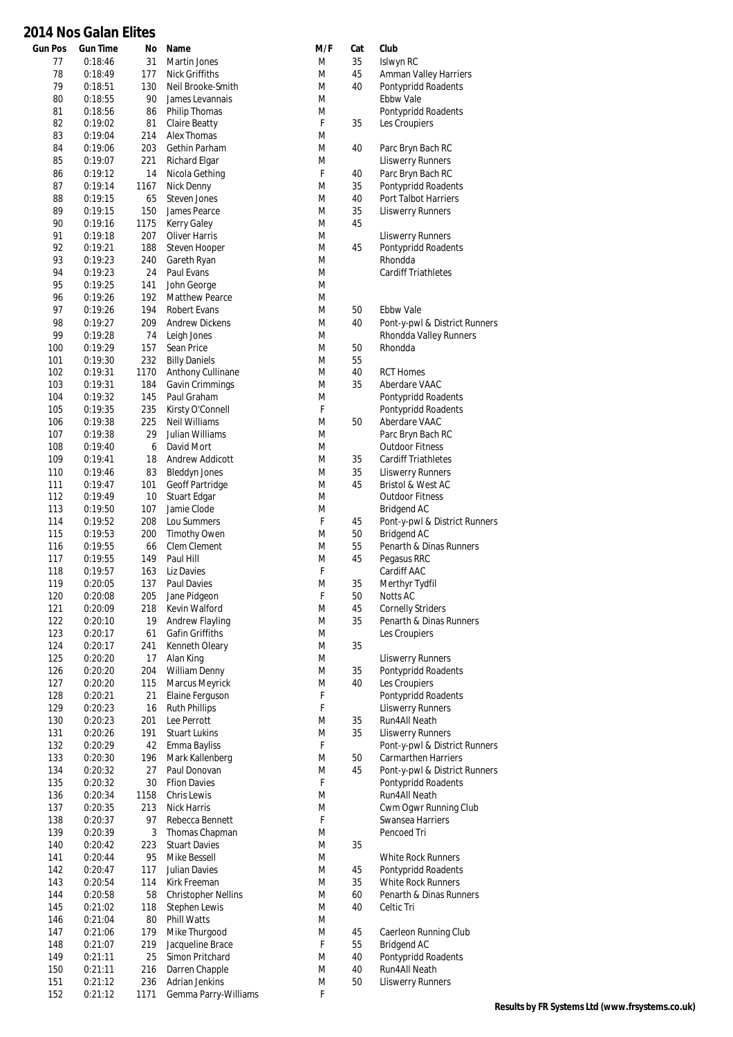# 2014 Nos Galan Elites

| Gun Pos | Gun Time | No | Name | M/F | Cat | Club |
|---|---|---|---|---|---|---|
| 77 | 0:18:46 | 31 | Martin Jones | M | 35 | Islwyn RC |
| 78 | 0:18:49 | 177 | Nick Griffiths | M | 45 | Amman Valley Harriers |
| 79 | 0:18:51 | 130 | Neil Brooke-Smith | M | 40 | Pontypridd Roadents |
| 80 | 0:18:55 | 90 | James Levannais | M | | Ebbw Vale |
| 81 | 0:18:56 | 86 | Philip Thomas | M | | Pontypridd Roadents |
| 82 | 0:19:02 | 81 | Claire Beatty | F | 35 | Les Croupiers |
| 83 | 0:19:04 | 214 | Alex Thomas | M | | |
| 84 | 0:19:06 | 203 | Gethin Parham | M | 40 | Parc Bryn Bach RC |
| 85 | 0:19:07 | 221 | Richard Elgar | M | | Lliswerry Runners |
| 86 | 0:19:12 | 14 | Nicola Gething | F | 40 | Parc Bryn Bach RC |
| 87 | 0:19:14 | 1167 | Nick Denny | M | 35 | Pontypridd Roadents |
| 88 | 0:19:15 | 65 | Steven Jones | M | 40 | Port Talbot Harriers |
| 89 | 0:19:15 | 150 | James Pearce | M | 35 | Lliswerry Runners |
| 90 | 0:19:16 | 1175 | Kerry Galey | M | 45 | |
| 91 | 0:19:18 | 207 | Oliver Harris | M | | Lliswerry Runners |
| 92 | 0:19:21 | 188 | Steven Hooper | M | 45 | Pontypridd Roadents |
| 93 | 0:19:23 | 240 | Gareth Ryan | M | | Rhondda |
| 94 | 0:19:23 | 24 | Paul Evans | M | | Cardiff Triathletes |
| 95 | 0:19:25 | 141 | John George | M | | |
| 96 | 0:19:26 | 192 | Matthew Pearce | M | | |
| 97 | 0:19:26 | 194 | Robert Evans | M | 50 | Ebbw Vale |
| 98 | 0:19:27 | 209 | Andrew Dickens | M | 40 | Pont-y-pwl & District Runners |
| 99 | 0:19:28 | 74 | Leigh Jones | M | | Rhondda Valley Runners |
| 100 | 0:19:29 | 157 | Sean Price | M | 50 | Rhondda |
| 101 | 0:19:30 | 232 | Billy Daniels | M | 55 | |
| 102 | 0:19:31 | 1170 | Anthony Cullinane | M | 40 | RCT Homes |
| 103 | 0:19:31 | 184 | Gavin Crimmings | M | 35 | Aberdare VAAC |
| 104 | 0:19:32 | 145 | Paul Graham | M | | Pontypridd Roadents |
| 105 | 0:19:35 | 235 | Kirsty O'Connell | F | | Pontypridd Roadents |
| 106 | 0:19:38 | 225 | Neil Williams | M | 50 | Aberdare VAAC |
| 107 | 0:19:38 | 29 | Julian Williams | M | | Parc Bryn Bach RC |
| 108 | 0:19:40 | 6 | David Mort | M | | Outdoor Fitness |
| 109 | 0:19:41 | 18 | Andrew Addicott | M | 35 | Cardiff Triathletes |
| 110 | 0:19:46 | 83 | Bleddyn Jones | M | 35 | Lliswerry Runners |
| 111 | 0:19:47 | 101 | Geoff Partridge | M | 45 | Bristol & West AC |
| 112 | 0:19:49 | 10 | Stuart Edgar | M | | Outdoor Fitness |
| 113 | 0:19:50 | 107 | Jamie Clode | M | | Bridgend AC |
| 114 | 0:19:52 | 208 | Lou Summers | F | 45 | Pont-y-pwl & District Runners |
| 115 | 0:19:53 | 200 | Timothy Owen | M | 50 | Bridgend AC |
| 116 | 0:19:55 | 66 | Clem Clement | M | 55 | Penarth & Dinas Runners |
| 117 | 0:19:55 | 149 | Paul Hill | M | 45 | Pegasus RRC |
| 118 | 0:19:57 | 163 | Liz Davies | F | | Cardiff AAC |
| 119 | 0:20:05 | 137 | Paul Davies | M | 35 | Merthyr Tydfil |
| 120 | 0:20:08 | 205 | Jane Pidgeon | F | 50 | Notts AC |
| 121 | 0:20:09 | 218 | Kevin Walford | M | 45 | Cornelly Striders |
| 122 | 0:20:10 | 19 | Andrew Flayling | M | 35 | Penarth & Dinas Runners |
| 123 | 0:20:17 | 61 | Gafin Griffiths | M | | Les Croupiers |
| 124 | 0:20:17 | 241 | Kenneth Oleary | M | 35 | |
| 125 | 0:20:20 | 17 | Alan King | M | | Lliswerry Runners |
| 126 | 0:20:20 | 204 | William Denny | M | 35 | Pontypridd Roadents |
| 127 | 0:20:20 | 115 | Marcus Meyrick | M | 40 | Les Croupiers |
| 128 | 0:20:21 | 21 | Elaine Ferguson | F | | Pontypridd Roadents |
| 129 | 0:20:23 | 16 | Ruth Phillips | F | | Lliswerry Runners |
| 130 | 0:20:23 | 201 | Lee Perrott | M | 35 | Run4All Neath |
| 131 | 0:20:26 | 191 | Stuart Lukins | M | 35 | Lliswerry Runners |
| 132 | 0:20:29 | 42 | Emma Bayliss | F | | Pont-y-pwl & District Runners |
| 133 | 0:20:30 | 196 | Mark Kallenberg | M | 50 | Carmarthen Harriers |
| 134 | 0:20:32 | 27 | Paul Donovan | M | 45 | Pont-y-pwl & District Runners |
| 135 | 0:20:32 | 30 | Ffion Davies | F | | Pontypridd Roadents |
| 136 | 0:20:34 | 1158 | Chris Lewis | M | | Run4All Neath |
| 137 | 0:20:35 | 213 | Nick Harris | M | | Cwm Ogwr Running Club |
| 138 | 0:20:37 | 97 | Rebecca Bennett | F | | Swansea Harriers |
| 139 | 0:20:39 | 3 | Thomas Chapman | M | | Pencoed Tri |
| 140 | 0:20:42 | 223 | Stuart Davies | M | 35 | |
| 141 | 0:20:44 | 95 | Mike Bessell | M | | White Rock Runners |
| 142 | 0:20:47 | 117 | Julian Davies | M | 45 | Pontypridd Roadents |
| 143 | 0:20:54 | 114 | Kirk Freeman | M | 35 | White Rock Runners |
| 144 | 0:20:58 | 58 | Christopher Nellins | M | 60 | Penarth & Dinas Runners |
| 145 | 0:21:02 | 118 | Stephen Lewis | M | 40 | Celtic Tri |
| 146 | 0:21:04 | 80 | Phill Watts | M | | |
| 147 | 0:21:06 | 179 | Mike Thurgood | M | 45 | Caerleon Running Club |
| 148 | 0:21:07 | 219 | Jacqueline Brace | F | 55 | Bridgend AC |
| 149 | 0:21:11 | 25 | Simon Pritchard | M | 40 | Pontypridd Roadents |
| 150 | 0:21:11 | 216 | Darren Chapple | M | 40 | Run4All Neath |
| 151 | 0:21:12 | 236 | Adrian Jenkins | M | 50 | Lliswerry Runners |
| 152 | 0:21:12 | 1171 | Gemma Parry-Williams | F | | |

**Results by FR Systems Ltd (www.frsystems.co.uk)**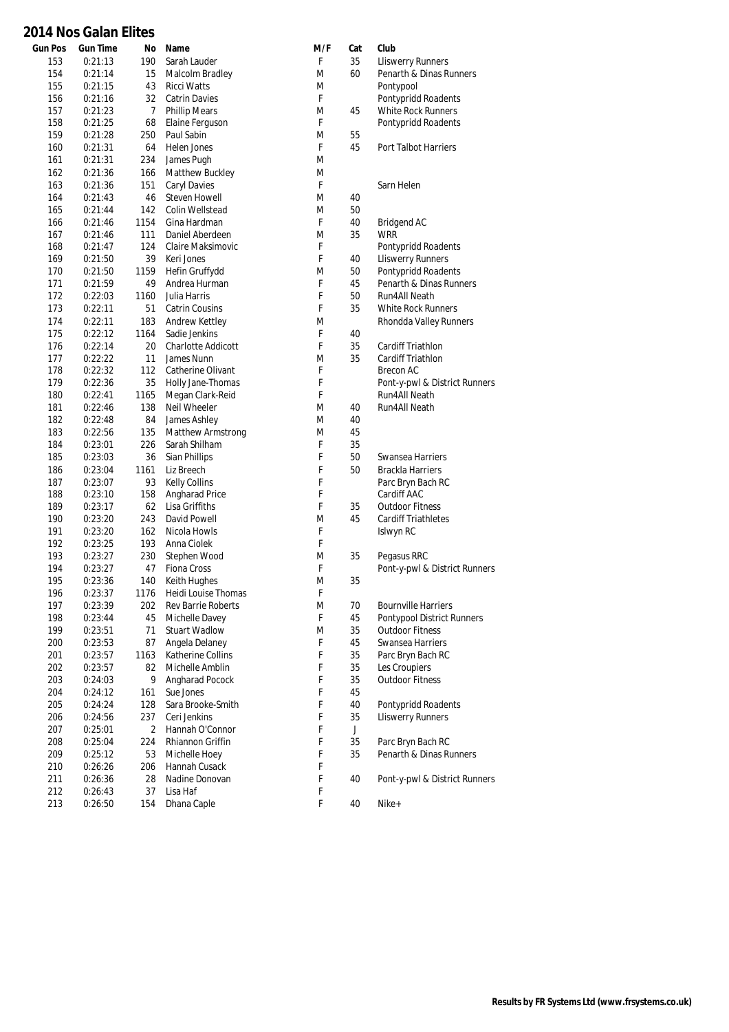# 2014 Nos Galan Elites

| Gun Pos | Gun Time | No | Name | M/F | Cat | Club |
|---|---|---|---|---|---|---|
| 153 | 0:21:13 | 190 | Sarah Lauder | F | 35 | Lliswerry Runners |
| 154 | 0:21:14 | 15 | Malcolm Bradley | M | 60 | Penarth & Dinas Runners |
| 155 | 0:21:15 | 43 | Ricci Watts | M | | Pontypool |
| 156 | 0:21:16 | 32 | Catrin Davies | F | | Pontypridd Roadents |
| 157 | 0:21:23 | 7 | Phillip Mears | M | 45 | White Rock Runners |
| 158 | 0:21:25 | 68 | Elaine Ferguson | F | | Pontypridd Roadents |
| 159 | 0:21:28 | 250 | Paul Sabin | M | 55 | |
| 160 | 0:21:31 | 64 | Helen Jones | F | 45 | Port Talbot Harriers |
| 161 | 0:21:31 | 234 | James Pugh | M | | |
| 162 | 0:21:36 | 166 | Matthew Buckley | M | | |
| 163 | 0:21:36 | 151 | Caryl Davies | F | | Sarn Helen |
| 164 | 0:21:43 | 46 | Steven Howell | M | 40 | |
| 165 | 0:21:44 | 142 | Colin Wellstead | M | 50 | |
| 166 | 0:21:46 | 1154 | Gina Hardman | F | 40 | Bridgend AC |
| 167 | 0:21:46 | 111 | Daniel Aberdeen | M | 35 | WRR |
| 168 | 0:21:47 | 124 | Claire Maksimovic | F | | Pontypridd Roadents |
| 169 | 0:21:50 | 39 | Keri Jones | F | 40 | Lliswerry Runners |
| 170 | 0:21:50 | 1159 | Hefin Gruffydd | M | 50 | Pontypridd Roadents |
| 171 | 0:21:59 | 49 | Andrea Hurman | F | 45 | Penarth & Dinas Runners |
| 172 | 0:22:03 | 1160 | Julia Harris | F | 50 | Run4All Neath |
| 173 | 0:22:11 | 51 | Catrin Cousins | F | 35 | White Rock Runners |
| 174 | 0:22:11 | 183 | Andrew Kettley | M | | Rhondda Valley Runners |
| 175 | 0:22:12 | 1164 | Sadie Jenkins | F | 40 | |
| 176 | 0:22:14 | 20 | Charlotte Addicott | F | 35 | Cardiff Triathlon |
| 177 | 0:22:22 | 11 | James Nunn | M | 35 | Cardiff Triathlon |
| 178 | 0:22:32 | 112 | Catherine Olivant | F | | Brecon AC |
| 179 | 0:22:36 | 35 | Holly Jane-Thomas | F | | Pont-y-pwl & District Runners |
| 180 | 0:22:41 | 1165 | Megan Clark-Reid | F | | Run4All Neath |
| 181 | 0:22:46 | 138 | Neil Wheeler | M | 40 | Run4All Neath |
| 182 | 0:22:48 | 84 | James Ashley | M | 40 | |
| 183 | 0:22:56 | 135 | Matthew Armstrong | M | 45 | |
| 184 | 0:23:01 | 226 | Sarah Shilham | F | 35 | |
| 185 | 0:23:03 | 36 | Sian Phillips | F | 50 | Swansea Harriers |
| 186 | 0:23:04 | 1161 | Liz Breech | F | 50 | Brackla Harriers |
| 187 | 0:23:07 | 93 | Kelly Collins | F | | Parc Bryn Bach RC |
| 188 | 0:23:10 | 158 | Angharad Price | F | | Cardiff AAC |
| 189 | 0:23:17 | 62 | Lisa Griffiths | F | 35 | Outdoor Fitness |
| 190 | 0:23:20 | 243 | David Powell | M | 45 | Cardiff Triathletes |
| 191 | 0:23:20 | 162 | Nicola Howls | F | | Islwyn RC |
| 192 | 0:23:25 | 193 | Anna Ciolek | F | | |
| 193 | 0:23:27 | 230 | Stephen Wood | M | 35 | Pegasus RRC |
| 194 | 0:23:27 | 47 | Fiona Cross | F | | Pont-y-pwl & District Runners |
| 195 | 0:23:36 | 140 | Keith Hughes | M | 35 | |
| 196 | 0:23:37 | 1176 | Heidi Louise Thomas | F | | |
| 197 | 0:23:39 | 202 | Rev Barrie Roberts | M | 70 | Bournville Harriers |
| 198 | 0:23:44 | 45 | Michelle Davey | F | 45 | Pontypool District Runners |
| 199 | 0:23:51 | 71 | Stuart Wadlow | M | 35 | Outdoor Fitness |
| 200 | 0:23:53 | 87 | Angela Delaney | F | 45 | Swansea Harriers |
| 201 | 0:23:57 | 1163 | Katherine Collins | F | 35 | Parc Bryn Bach RC |
| 202 | 0:23:57 | 82 | Michelle Amblin | F | 35 | Les Croupiers |
| 203 | 0:24:03 | 9 | Angharad Pocock | F | 35 | Outdoor Fitness |
| 204 | 0:24:12 | 161 | Sue Jones | F | 45 | |
| 205 | 0:24:24 | 128 | Sara Brooke-Smith | F | 40 | Pontypridd Roadents |
| 206 | 0:24:56 | 237 | Ceri Jenkins | F | 35 | Lliswerry Runners |
| 207 | 0:25:01 | 2 | Hannah O'Connor | F | J | |
| 208 | 0:25:04 | 224 | Rhiannon Griffin | F | 35 | Parc Bryn Bach RC |
| 209 | 0:25:12 | 53 | Michelle Hoey | F | 35 | Penarth & Dinas Runners |
| 210 | 0:26:26 | 206 | Hannah Cusack | F | | |
| 211 | 0:26:36 | 28 | Nadine Donovan | F | 40 | Pont-y-pwl & District Runners |
| 212 | 0:26:43 | 37 | Lisa Haf | F | | |
| 213 | 0:26:50 | 154 | Dhana Caple | F | 40 | Nike+ |

**Results by FR Systems Ltd (www.frsystems.co.uk)**